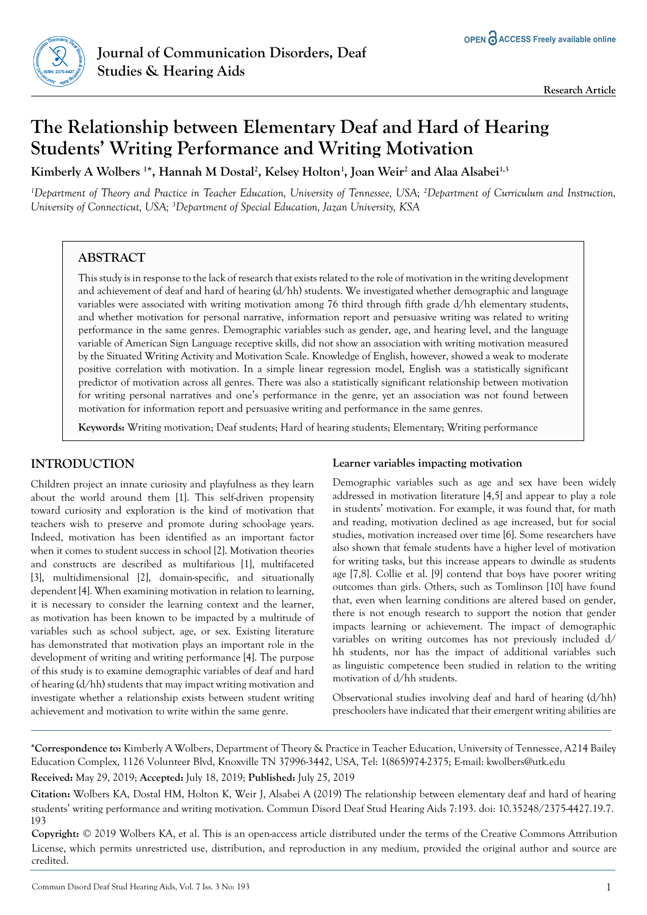Journal of Communication Disorders, Deaf Studies & Hearing Aids

Research Article

# The Relationship between Elementary Deaf and Hard of Hearing Students' Writing Performance and Writing Motivation

**Kimberly A Wolbers [1]*, Hannah M Dostal[2], Kelsey Holton[1], Joan Weir[2] and Alaa Alsabei[1,3]**

*[1]Department of Theory and Practice in Teacher Education, University of Tennessee, USA; [2]Department of Curriculum and Instruction, University of Connecticut, USA; [3]Department of Special Education, Jazan University, KSA*

## ABSTRACT

This study is in response to the lack of research that exists related to the role of motivation in the writing development and achievement of deaf and hard of hearing (d/hh) students. We investigated whether demographic and language variables were associated with writing motivation among 76 third through fifth grade d/hh elementary students, and whether motivation for personal narrative, information report and persuasive writing was related to writing performance in the same genres. Demographic variables such as gender, age, and hearing level, and the language variable of American Sign Language receptive skills, did not show an association with writing motivation measured by the Situated Writing Activity and Motivation Scale. Knowledge of English, however, showed a weak to moderate positive correlation with motivation. In a simple linear regression model, English was a statistically significant predictor of motivation across all genres. There was also a statistically significant relationship between motivation for writing personal narratives and one's performance in the genre, yet an association was not found between motivation for information report and persuasive writing and performance in the same genres.

**Keywords:** Writing motivation; Deaf students; Hard of hearing students; Elementary; Writing performance

## INTRODUCTION

Children project an innate curiosity and playfulness as they learn about the world around them [1]. This self-driven propensity toward curiosity and exploration is the kind of motivation that teachers wish to preserve and promote during school-age years. Indeed, motivation has been identified as an important factor when it comes to student success in school [2]. Motivation theories and constructs are described as multifarious [1], multifaceted [3], multidimensional [2], domain-specific, and situationally dependent [4]. When examining motivation in relation to learning, it is necessary to consider the learning context and the learner, as motivation has been known to be impacted by a multitude of variables such as school subject, age, or sex. Existing literature has demonstrated that motivation plays an important role in the development of writing and writing performance [4]. The purpose of this study is to examine demographic variables of deaf and hard of hearing (d/hh) students that may impact writing motivation and investigate whether a relationship exists between student writing achievement and motivation to write within the same genre.

### Learner variables impacting motivation

Demographic variables such as age and sex have been widely addressed in motivation literature [4,5] and appear to play a role in students' motivation. For example, it was found that, for math and reading, motivation declined as age increased, but for social studies, motivation increased over time [6]. Some researchers have also shown that female students have a higher level of motivation for writing tasks, but this increase appears to dwindle as students age [7,8]. Collie et al. [9] contend that boys have poorer writing outcomes than girls. Others, such as Tomlinson [10] have found that, even when learning conditions are altered based on gender, there is not enough research to support the notion that gender impacts learning or achievement. The impact of demographic variables on writing outcomes has not previously included d/hh students, nor has the impact of additional variables such as linguistic competence been studied in relation to the writing motivation of d/hh students.

Observational studies involving deaf and hard of hearing (d/hh) preschoolers have indicated that their emergent writing abilities are

**\*Correspondence to:** Kimberly A Wolbers, Department of Theory & Practice in Teacher Education, University of Tennessee, A214 Bailey Education Complex, 1126 Volunteer Blvd, Knoxville TN 37996-3442, USA, Tel: 1(865)974-2375; E-mail: kwolbers@utk.edu

**Received:** May 29, 2019; **Accepted:** July 18, 2019; **Published:** July 25, 2019

**Citation:** Wolbers KA, Dostal HM, Holton K, Weir J, Alsabei A (2019) The relationship between elementary deaf and hard of hearing students' writing performance and writing motivation. Commun Disord Deaf Stud Hearing Aids 7:193. doi: 10.35248/2375-4427.19.7.193

**Copyright:** © 2019 Wolbers KA, et al. This is an open-access article distributed under the terms of the Creative Commons Attribution License, which permits unrestricted use, distribution, and reproduction in any medium, provided the original author and source are credited.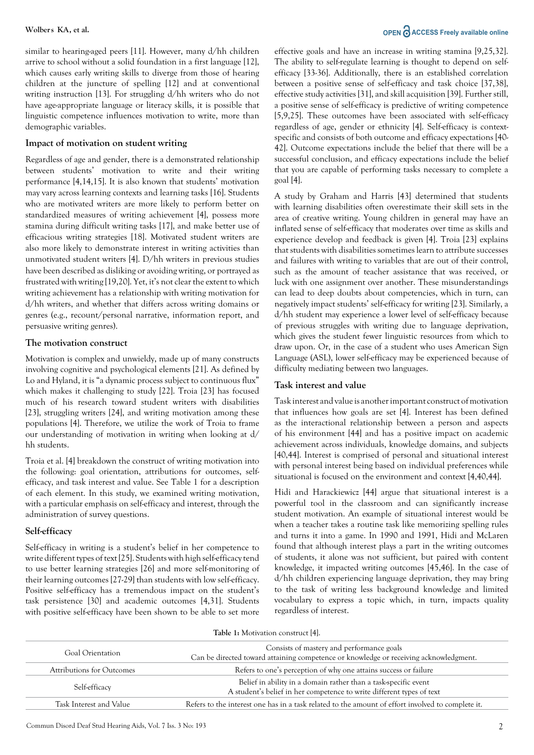similar to hearing-aged peers [11]. However, many d/hh children arrive to school without a solid foundation in a first language [12], which causes early writing skills to diverge from those of hearing children at the juncture of spelling [12] and at conventional writing instruction [13]. For struggling d/hh writers who do not have age-appropriate language or literacy skills, it is possible that linguistic competence influences motivation to write, more than demographic variables.

## Impact of motivation on student writing

Regardless of age and gender, there is a demonstrated relationship between students' motivation to write and their writing performance [4,14,15]. It is also known that students' motivation may vary across learning contexts and learning tasks [16]. Students who are motivated writers are more likely to perform better on standardized measures of writing achievement [4], possess more stamina during difficult writing tasks [17], and make better use of efficacious writing strategies [18]. Motivated student writers are also more likely to demonstrate interest in writing activities than unmotivated student writers [4]. D/hh writers in previous studies have been described as disliking or avoiding writing, or portrayed as frustrated with writing [19,20]. Yet, it's not clear the extent to which writing achievement has a relationship with writing motivation for d/hh writers, and whether that differs across writing domains or genres (e.g., recount/personal narrative, information report, and persuasive writing genres).

## The motivation construct

Motivation is complex and unwieldy, made up of many constructs involving cognitive and psychological elements [21]. As defined by Lo and Hyland, it is "a dynamic process subject to continuous flux" which makes it challenging to study [22]. Troia [23] has focused much of his research toward student writers with disabilities [23], struggling writers [24], and writing motivation among these populations [4]. Therefore, we utilize the work of Troia to frame our understanding of motivation in writing when looking at d/hh students.

Troia et al. [4] breakdown the construct of writing motivation into the following: goal orientation, attributions for outcomes, self-efficacy, and task interest and value. See Table 1 for a description of each element. In this study, we examined writing motivation, with a particular emphasis on self-efficacy and interest, through the administration of survey questions.

## Self-efficacy

Self-efficacy in writing is a student's belief in her competence to write different types of text [25]. Students with high self-efficacy tend to use better learning strategies [26] and more self-monitoring of their learning outcomes [27-29] than students with low self-efficacy. Positive self-efficacy has a tremendous impact on the student's task persistence [30] and academic outcomes [4,31]. Students with positive self-efficacy have been shown to be able to set more effective goals and have an increase in writing stamina [9,25,32]. The ability to self-regulate learning is thought to depend on self-efficacy [33-36]. Additionally, there is an established correlation between a positive sense of self-efficacy and task choice [37,38], effective study activities [31], and skill acquisition [39]. Further still, a positive sense of self-efficacy is predictive of writing competence [5,9,25]. These outcomes have been associated with self-efficacy regardless of age, gender or ethnicity [4]. Self-efficacy is context-specific and consists of both outcome and efficacy expectations [40-42]. Outcome expectations include the belief that there will be a successful conclusion, and efficacy expectations include the belief that you are capable of performing tasks necessary to complete a goal [4].

A study by Graham and Harris [43] determined that students with learning disabilities often overestimate their skill sets in the area of creative writing. Young children in general may have an inflated sense of self-efficacy that moderates over time as skills and experience develop and feedback is given [4]. Troia [23] explains that students with disabilities sometimes learn to attribute successes and failures with writing to variables that are out of their control, such as the amount of teacher assistance that was received, or luck with one assignment over another. These misunderstandings can lead to deep doubts about competencies, which in turn, can negatively impact students' self-efficacy for writing [23]. Similarly, a d/hh student may experience a lower level of self-efficacy because of previous struggles with writing due to language deprivation, which gives the student fewer linguistic resources from which to draw upon. Or, in the case of a student who uses American Sign Language (ASL), lower self-efficacy may be experienced because of difficulty mediating between two languages.

## Task interest and value

Task interest and value is another important construct of motivation that influences how goals are set [4]. Interest has been defined as the interactional relationship between a person and aspects of his environment [44] and has a positive impact on academic achievement across individuals, knowledge domains, and subjects [40,44]. Interest is comprised of personal and situational interest with personal interest being based on individual preferences while situational is focused on the environment and context [4,40,44].

Hidi and Harackiewicz [44] argue that situational interest is a powerful tool in the classroom and can significantly increase student motivation. An example of situational interest would be when a teacher takes a routine task like memorizing spelling rules and turns it into a game. In 1990 and 1991, Hidi and McLaren found that although interest plays a part in the writing outcomes of students, it alone was not sufficient, but paired with content knowledge, it impacted writing outcomes [45,46]. In the case of d/hh children experiencing language deprivation, they may bring to the task of writing less background knowledge and limited vocabulary to express a topic which, in turn, impacts quality regardless of interest.

**Table 1:** Motivation construct [4].

| | |
|---|---|
| Goal Orientation | Consists of mastery and performance goals<br>Can be directed toward attaining competence or knowledge or receiving acknowledgment. |
| Attributions for Outcomes | Refers to one's perception of why one attains success or failure |
| Self-efficacy | Belief in ability in a domain rather than a task-specific event<br>A student's belief in her competence to write different types of text |
| Task Interest and Value | Refers to the interest one has in a task related to the amount of effort involved to complete it. |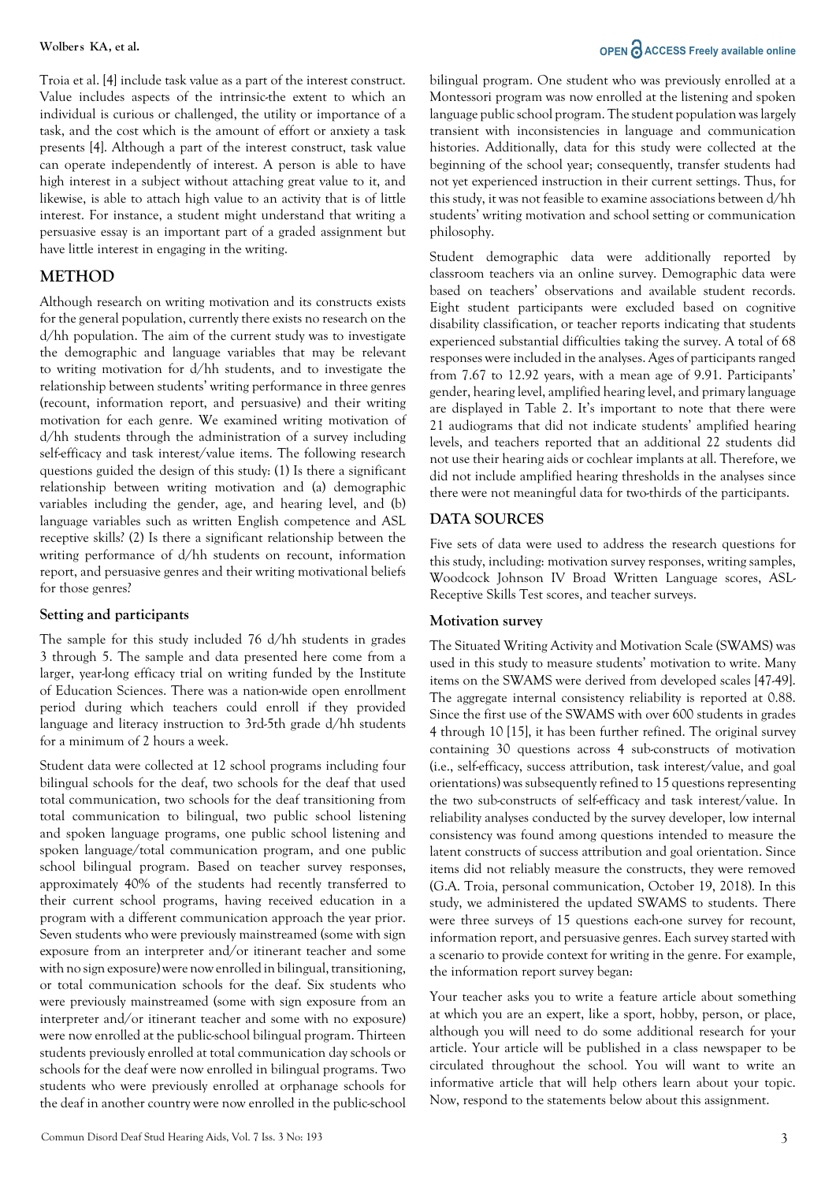Troia et al. [4] include task value as a part of the interest construct. Value includes aspects of the intrinsic-the extent to which an individual is curious or challenged, the utility or importance of a task, and the cost which is the amount of effort or anxiety a task presents [4]. Although a part of the interest construct, task value can operate independently of interest. A person is able to have high interest in a subject without attaching great value to it, and likewise, is able to attach high value to an activity that is of little interest. For instance, a student might understand that writing a persuasive essay is an important part of a graded assignment but have little interest in engaging in the writing.

## METHOD

Although research on writing motivation and its constructs exists for the general population, currently there exists no research on the d/hh population. The aim of the current study was to investigate the demographic and language variables that may be relevant to writing motivation for d/hh students, and to investigate the relationship between students' writing performance in three genres (recount, information report, and persuasive) and their writing motivation for each genre. We examined writing motivation of d/hh students through the administration of a survey including self-efficacy and task interest/value items. The following research questions guided the design of this study: (1) Is there a significant relationship between writing motivation and (a) demographic variables including the gender, age, and hearing level, and (b) language variables such as written English competence and ASL receptive skills? (2) Is there a significant relationship between the writing performance of d/hh students on recount, information report, and persuasive genres and their writing motivational beliefs for those genres?

### Setting and participants

The sample for this study included 76 d/hh students in grades 3 through 5. The sample and data presented here come from a larger, year-long efficacy trial on writing funded by the Institute of Education Sciences. There was a nation-wide open enrollment period during which teachers could enroll if they provided language and literacy instruction to 3rd-5th grade d/hh students for a minimum of 2 hours a week.

Student data were collected at 12 school programs including four bilingual schools for the deaf, two schools for the deaf that used total communication, two schools for the deaf transitioning from total communication to bilingual, two public school listening and spoken language programs, one public school listening and spoken language/total communication program, and one public school bilingual program. Based on teacher survey responses, approximately 40% of the students had recently transferred to their current school programs, having received education in a program with a different communication approach the year prior. Seven students who were previously mainstreamed (some with sign exposure from an interpreter and/or itinerant teacher and some with no sign exposure) were now enrolled in bilingual, transitioning, or total communication schools for the deaf. Six students who were previously mainstreamed (some with sign exposure from an interpreter and/or itinerant teacher and some with no exposure) were now enrolled at the public-school bilingual program. Thirteen students previously enrolled at total communication day schools or schools for the deaf were now enrolled in bilingual programs. Two students who were previously enrolled at orphanage schools for the deaf in another country were now enrolled in the public-school bilingual program. One student who was previously enrolled at a Montessori program was now enrolled at the listening and spoken language public school program. The student population was largely transient with inconsistencies in language and communication histories. Additionally, data for this study were collected at the beginning of the school year; consequently, transfer students had not yet experienced instruction in their current settings. Thus, for this study, it was not feasible to examine associations between d/hh students' writing motivation and school setting or communication philosophy.

Student demographic data were additionally reported by classroom teachers via an online survey. Demographic data were based on teachers' observations and available student records. Eight student participants were excluded based on cognitive disability classification, or teacher reports indicating that students experienced substantial difficulties taking the survey. A total of 68 responses were included in the analyses. Ages of participants ranged from 7.67 to 12.92 years, with a mean age of 9.91. Participants' gender, hearing level, amplified hearing level, and primary language are displayed in Table 2. It's important to note that there were 21 audiograms that did not indicate students' amplified hearing levels, and teachers reported that an additional 22 students did not use their hearing aids or cochlear implants at all. Therefore, we did not include amplified hearing thresholds in the analyses since there were not meaningful data for two-thirds of the participants.

## DATA SOURCES

Five sets of data were used to address the research questions for this study, including: motivation survey responses, writing samples, Woodcock Johnson IV Broad Written Language scores, ASL-Receptive Skills Test scores, and teacher surveys.

### Motivation survey

The Situated Writing Activity and Motivation Scale (SWAMS) was used in this study to measure students' motivation to write. Many items on the SWAMS were derived from developed scales [47-49]. The aggregate internal consistency reliability is reported at 0.88. Since the first use of the SWAMS with over 600 students in grades 4 through 10 [15], it has been further refined. The original survey containing 30 questions across 4 sub-constructs of motivation (i.e., self-efficacy, success attribution, task interest/value, and goal orientations) was subsequently refined to 15 questions representing the two sub-constructs of self-efficacy and task interest/value. In reliability analyses conducted by the survey developer, low internal consistency was found among questions intended to measure the latent constructs of success attribution and goal orientation. Since items did not reliably measure the constructs, they were removed (G.A. Troia, personal communication, October 19, 2018). In this study, we administered the updated SWAMS to students. There were three surveys of 15 questions each-one survey for recount, information report, and persuasive genres. Each survey started with a scenario to provide context for writing in the genre. For example, the information report survey began:

Your teacher asks you to write a feature article about something at which you are an expert, like a sport, hobby, person, or place, although you will need to do some additional research for your article. Your article will be published in a class newspaper to be circulated throughout the school. You will want to write an informative article that will help others learn about your topic. Now, respond to the statements below about this assignment.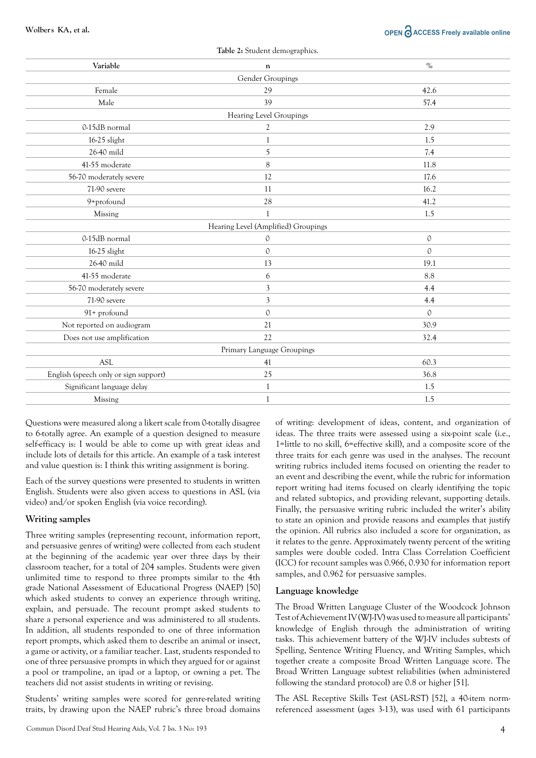Table 2: Student demographics.

| Variable | n | % |
|---|---|---|
| Gender Groupings | | |
| Female | 29 | 42.6 |
| Male | 39 | 57.4 |
| Hearing Level Groupings | | |
| 0-15dB normal | 2 | 2.9 |
| 16-25 slight | 1 | 1.5 |
| 26-40 mild | 5 | 7.4 |
| 41-55 moderate | 8 | 11.8 |
| 56-70 moderately severe | 12 | 17.6 |
| 71-90 severe | 11 | 16.2 |
| 9+profound | 28 | 41.2 |
| Missing | 1 | 1.5 |
| Hearing Level (Amplified) Groupings | | |
| 0-15dB normal | 0 | 0 |
| 16-25 slight | 0 | 0 |
| 26-40 mild | 13 | 19.1 |
| 41-55 moderate | 6 | 8.8 |
| 56-70 moderately severe | 3 | 4.4 |
| 71-90 severe | 3 | 4.4 |
| 91+ profound | 0 | 0 |
| Not reported on audiogram | 21 | 30.9 |
| Does not use amplification | 22 | 32.4 |
| Primary Language Groupings | | |
| ASL | 41 | 60.3 |
| English (speech only or sign support) | 25 | 36.8 |
| Significant language delay | 1 | 1.5 |
| Missing | 1 | 1.5 |

Questions were measured along a likert scale from 0-totally disagree to 6-totally agree. An example of a question designed to measure self-efficacy is: I would be able to come up with great ideas and include lots of details for this article. An example of a task interest and value question is: I think this writing assignment is boring.

Each of the survey questions were presented to students in written English. Students were also given access to questions in ASL (via video) and/or spoken English (via voice recording).

## Writing samples

Three writing samples (representing recount, information report, and persuasive genres of writing) were collected from each student at the beginning of the academic year over three days by their classroom teacher, for a total of 204 samples. Students were given unlimited time to respond to three prompts similar to the 4th grade National Assessment of Educational Progress (NAEP) [50] which asked students to convey an experience through writing, explain, and persuade. The recount prompt asked students to share a personal experience and was administered to all students. In addition, all students responded to one of three information report prompts, which asked them to describe an animal or insect, a game or activity, or a familiar teacher. Last, students responded to one of three persuasive prompts in which they argued for or against a pool or trampoline, an ipad or a laptop, or owning a pet. The teachers did not assist students in writing or revising.

Students' writing samples were scored for genre-related writing traits, by drawing upon the NAEP rubric's three broad domains of writing: development of ideas, content, and organization of ideas. The three traits were assessed using a six-point scale (i.e., 1=little to no skill, 6=effective skill), and a composite score of the three traits for each genre was used in the analyses. The recount writing rubrics included items focused on orienting the reader to an event and describing the event, while the rubric for information report writing had items focused on clearly identifying the topic and related subtopics, and providing relevant, supporting details. Finally, the persuasive writing rubric included the writer's ability to state an opinion and provide reasons and examples that justify the opinion. All rubrics also included a score for organization, as it relates to the genre. Approximately twenty percent of the writing samples were double coded. Intra Class Correlation Coefficient (ICC) for recount samples was 0.966, 0.930 for information report samples, and 0.962 for persuasive samples.

## Language knowledge

The Broad Written Language Cluster of the Woodcock Johnson Test of Achievement IV (WJ-IV) was used to measure all participants' knowledge of English through the administration of writing tasks. This achievement battery of the WJ-IV includes subtests of Spelling, Sentence Writing Fluency, and Writing Samples, which together create a composite Broad Written Language score. The Broad Written Language subtest reliabilities (when administered following the standard protocol) are 0.8 or higher [51].

The ASL Receptive Skills Test (ASL-RST) [52], a 40-item norm-referenced assessment (ages 3-13), was used with 61 participants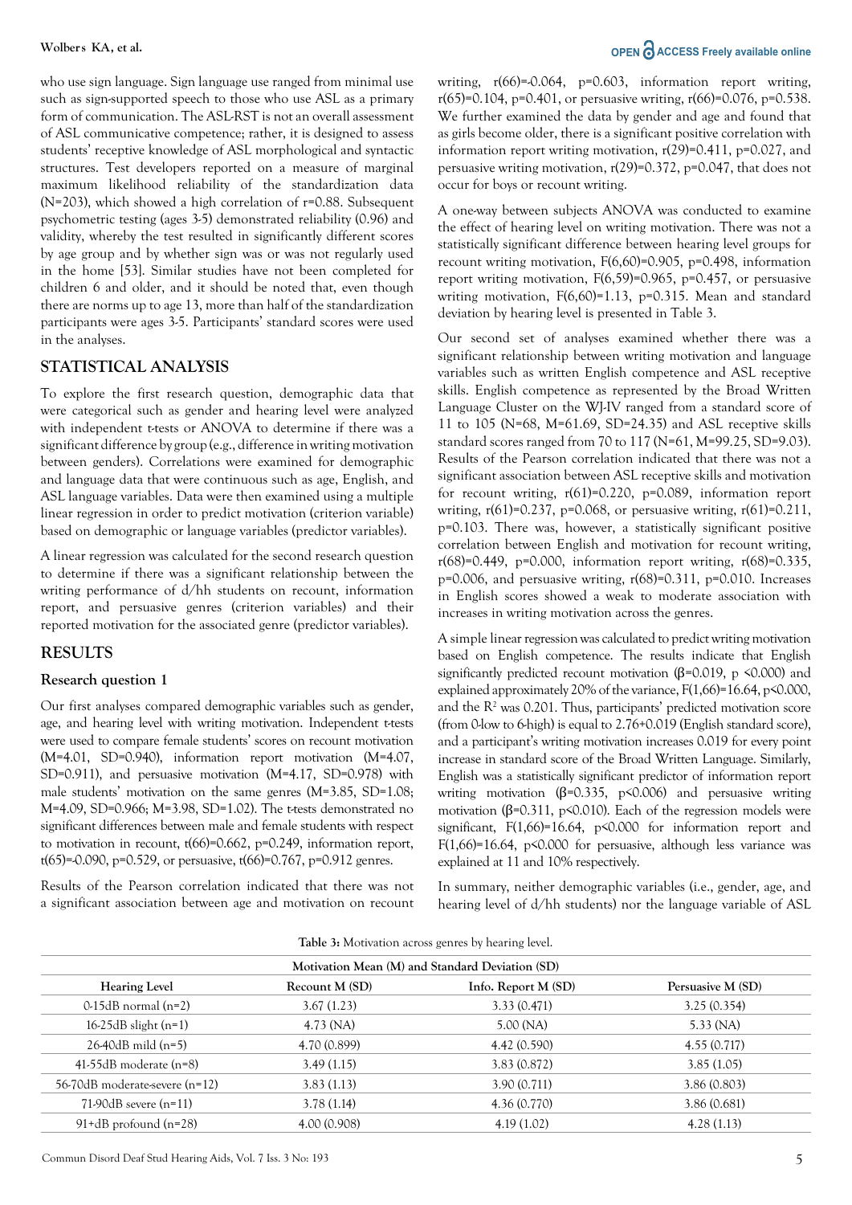who use sign language. Sign language use ranged from minimal use such as sign-supported speech to those who use ASL as a primary form of communication. The ASL-RST is not an overall assessment of ASL communicative competence; rather, it is designed to assess students' receptive knowledge of ASL morphological and syntactic structures. Test developers reported on a measure of marginal maximum likelihood reliability of the standardization data (N=203), which showed a high correlation of r=0.88. Subsequent psychometric testing (ages 3-5) demonstrated reliability (0.96) and validity, whereby the test resulted in significantly different scores by age group and by whether sign was or was not regularly used in the home [53]. Similar studies have not been completed for children 6 and older, and it should be noted that, even though there are norms up to age 13, more than half of the standardization participants were ages 3-5. Participants' standard scores were used in the analyses.

## STATISTICAL ANALYSIS

To explore the first research question, demographic data that were categorical such as gender and hearing level were analyzed with independent t-tests or ANOVA to determine if there was a significant difference by group (e.g., difference in writing motivation between genders). Correlations were examined for demographic and language data that were continuous such as age, English, and ASL language variables. Data were then examined using a multiple linear regression in order to predict motivation (criterion variable) based on demographic or language variables (predictor variables).

A linear regression was calculated for the second research question to determine if there was a significant relationship between the writing performance of d/hh students on recount, information report, and persuasive genres (criterion variables) and their reported motivation for the associated genre (predictor variables).

## RESULTS

### Research question 1

Our first analyses compared demographic variables such as gender, age, and hearing level with writing motivation. Independent t-tests were used to compare female students' scores on recount motivation (M=4.01, SD=0.940), information report motivation (M=4.07, SD=0.911), and persuasive motivation (M=4.17, SD=0.978) with male students' motivation on the same genres (M=3.85, SD=1.08; M=4.09, SD=0.966; M=3.98, SD=1.02). The t-tests demonstrated no significant differences between male and female students with respect to motivation in recount, $t(66)=0.662$, $p=0.249$, information report, $t(65)=-0.090$, $p=0.529$, or persuasive, $t(66)=0.767$, $p=0.912$ genres.

Results of the Pearson correlation indicated that there was not a significant association between age and motivation on recount writing, $r(66)=-0.064$, $p=0.603$, information report writing, $r(65)=0.104$, $p=0.401$, or persuasive writing, $r(66)=0.076$, $p=0.538$. We further examined the data by gender and age and found that as girls become older, there is a significant positive correlation with information report writing motivation, $r(29)=0.411$, $p=0.027$, and persuasive writing motivation, $r(29)=0.372$, $p=0.047$, that does not occur for boys or recount writing.

A one-way between subjects ANOVA was conducted to examine the effect of hearing level on writing motivation. There was not a statistically significant difference between hearing level groups for recount writing motivation, $F(6,60)=0.905$, $p=0.498$, information report writing motivation, $F(6,59)=0.965$, $p=0.457$, or persuasive writing motivation, $F(6,60)=1.13$, $p=0.315$. Mean and standard deviation by hearing level is presented in Table 3.

Our second set of analyses examined whether there was a significant relationship between writing motivation and language variables such as written English competence and ASL receptive skills. English competence as represented by the Broad Written Language Cluster on the WJ-IV ranged from a standard score of 11 to 105 (N=68, M=61.69, SD=24.35) and ASL receptive skills standard scores ranged from 70 to 117 (N=61, M=99.25, SD=9.03). Results of the Pearson correlation indicated that there was not a significant association between ASL receptive skills and motivation for recount writing, $r(61)=0.220$, $p=0.089$, information report writing, $r(61)=0.237$, $p=0.068$, or persuasive writing, $r(61)=0.211$, $p=0.103$. There was, however, a statistically significant positive correlation between English and motivation for recount writing, $r(68)=0.449$, $p=0.000$, information report writing, $r(68)=0.335$, $p=0.006$, and persuasive writing, $r(68)=0.311$, $p=0.010$. Increases in English scores showed a weak to moderate association with increases in writing motivation across the genres.

A simple linear regression was calculated to predict writing motivation based on English competence. The results indicate that English significantly predicted recount motivation ($\beta=0.019$, $p<0.000$) and explained approximately 20% of the variance, $F(1,66)=16.64$, $p<0.000$, and the $R^2$ was 0.201. Thus, participants' predicted motivation score (from 0-low to 6-high) is equal to 2.76+0.019 (English standard score), and a participant's writing motivation increases 0.019 for every point increase in standard score of the Broad Written Language. Similarly, English was a statistically significant predictor of information report writing motivation ($\beta=0.335$, $p<0.006$) and persuasive writing motivation ($\beta=0.311$, $p<0.010$). Each of the regression models were significant, $F(1,66)=16.64$, $p<0.000$ for information report and $F(1,66)=16.64$, $p<0.000$ for persuasive, although less variance was explained at 11 and 10% respectively.

In summary, neither demographic variables (i.e., gender, age, and hearing level of d/hh students) nor the language variable of ASL

**Table 3:** Motivation across genres by hearing level.

| | Motivation Mean (M) and Standard Deviation (SD) | | |
|---|---|---|---|
| Hearing Level | Recount M (SD) | Info. Report M (SD) | Persuasive M (SD) |
| 0-15dB normal (n=2) | 3.67 (1.23) | 3.33 (0.471) | 3.25 (0.354) |
| 16-25dB slight (n=1) | 4.73 (NA) | 5.00 (NA) | 5.33 (NA) |
| 26-40dB mild (n=5) | 4.70 (0.899) | 4.42 (0.590) | 4.55 (0.717) |
| 41-55dB moderate (n=8) | 3.49 (1.15) | 3.83 (0.872) | 3.85 (1.05) |
| 56-70dB moderate-severe (n=12) | 3.83 (1.13) | 3.90 (0.711) | 3.86 (0.803) |
| 71-90dB severe (n=11) | 3.78 (1.14) | 4.36 (0.770) | 3.86 (0.681) |
| 91+dB profound (n=28) | 4.00 (0.908) | 4.19 (1.02) | 4.28 (1.13) |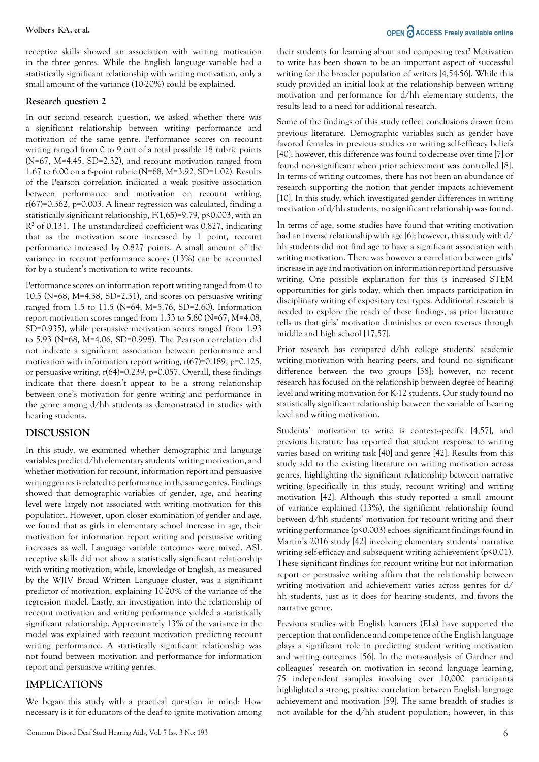receptive skills showed an association with writing motivation in the three genres. While the English language variable had a statistically significant relationship with writing motivation, only a small amount of the variance (10-20%) could be explained.

### Research question 2

In our second research question, we asked whether there was a significant relationship between writing performance and motivation of the same genre. Performance scores on recount writing ranged from 0 to 9 out of a total possible 18 rubric points (N=67, M=4.45, SD=2.32), and recount motivation ranged from 1.67 to 6.00 on a 6-point rubric (N=68, M=3.92, SD=1.02). Results of the Pearson correlation indicated a weak positive association between performance and motivation on recount writing, $r(67)=0.362$, $p=0.003$. A linear regression was calculated, finding a statistically significant relationship, $F(1,65)=9.79$, $p<0.003$, with an $R^2$ of 0.131. The unstandardized coefficient was 0.827, indicating that as the motivation score increased by 1 point, recount performance increased by 0.827 points. A small amount of the variance in recount performance scores (13%) can be accounted for by a student's motivation to write recounts.

Performance scores on information report writing ranged from 0 to 10.5 (N=68, M=4.38, SD=2.31), and scores on persuasive writing ranged from 1.5 to 11.5 (N=64, M=5.76, SD=2.60). Information report motivation scores ranged from 1.33 to 5.80 (N=67, M=4.08, SD=0.935), while persuasive motivation scores ranged from 1.93 to 5.93 (N=68, M=4.06, SD=0.998). The Pearson correlation did not indicate a significant association between performance and motivation with information report writing, $r(67)=0.189$, $p=0.125$, or persuasive writing, $r(64)=0.239$, $p=0.057$. Overall, these findings indicate that there doesn't appear to be a strong relationship between one's motivation for genre writing and performance in the genre among d/hh students as demonstrated in studies with hearing students.

## DISCUSSION

In this study, we examined whether demographic and language variables predict d/hh elementary students' writing motivation, and whether motivation for recount, information report and persuasive writing genres is related to performance in the same genres. Findings showed that demographic variables of gender, age, and hearing level were largely not associated with writing motivation for this population. However, upon closer examination of gender and age, we found that as girls in elementary school increase in age, their motivation for information report writing and persuasive writing increases as well. Language variable outcomes were mixed. ASL receptive skills did not show a statistically significant relationship with writing motivation; while, knowledge of English, as measured by the WJIV Broad Written Language cluster, was a significant predictor of motivation, explaining 10-20% of the variance of the regression model. Lastly, an investigation into the relationship of recount motivation and writing performance yielded a statistically significant relationship. Approximately 13% of the variance in the model was explained with recount motivation predicting recount writing performance. A statistically significant relationship was not found between motivation and performance for information report and persuasive writing genres.

## IMPLICATIONS

We began this study with a practical question in mind: How necessary is it for educators of the deaf to ignite motivation among their students for learning about and composing text? Motivation to write has been shown to be an important aspect of successful writing for the broader population of writers [4,54-56]. While this study provided an initial look at the relationship between writing motivation and performance for d/hh elementary students, the results lead to a need for additional research.

Some of the findings of this study reflect conclusions drawn from previous literature. Demographic variables such as gender have favored females in previous studies on writing self-efficacy beliefs [40]; however, this difference was found to decrease over time [7] or found non-significant when prior achievement was controlled [8]. In terms of writing outcomes, there has not been an abundance of research supporting the notion that gender impacts achievement [10]. In this study, which investigated gender differences in writing motivation of d/hh students, no significant relationship was found.

In terms of age, some studies have found that writing motivation had an inverse relationship with age [6]; however, this study with d/hh students did not find age to have a significant association with writing motivation. There was however a correlation between girls' increase in age and motivation on information report and persuasive writing. One possible explanation for this is increased STEM opportunities for girls today, which then impacts participation in disciplinary writing of expository text types. Additional research is needed to explore the reach of these findings, as prior literature tells us that girls' motivation diminishes or even reverses through middle and high school [17,57].

Prior research has compared d/hh college students' academic writing motivation with hearing peers, and found no significant difference between the two groups [58]; however, no recent research has focused on the relationship between degree of hearing level and writing motivation for K-12 students. Our study found no statistically significant relationship between the variable of hearing level and writing motivation.

Students' motivation to write is context-specific [4,57], and previous literature has reported that student response to writing varies based on writing task [40] and genre [42]. Results from this study add to the existing literature on writing motivation across genres, highlighting the significant relationship between narrative writing (specifically in this study, recount writing) and writing motivation [42]. Although this study reported a small amount of variance explained (13%), the significant relationship found between d/hh students' motivation for recount writing and their writing performance ($p<0.003$) echoes significant findings found in Martin's 2016 study [42] involving elementary students' narrative writing self-efficacy and subsequent writing achievement ($p<0.01$). These significant findings for recount writing but not information report or persuasive writing affirm that the relationship between writing motivation and achievement varies across genres for d/hh students, just as it does for hearing students, and favors the narrative genre.

Previous studies with English learners (ELs) have supported the perception that confidence and competence of the English language plays a significant role in predicting student writing motivation and writing outcomes [56]. In the meta-analysis of Gardner and colleagues' research on motivation in second language learning, 75 independent samples involving over 10,000 participants highlighted a strong, positive correlation between English language achievement and motivation [59]. The same breadth of studies is not available for the d/hh student population; however, in this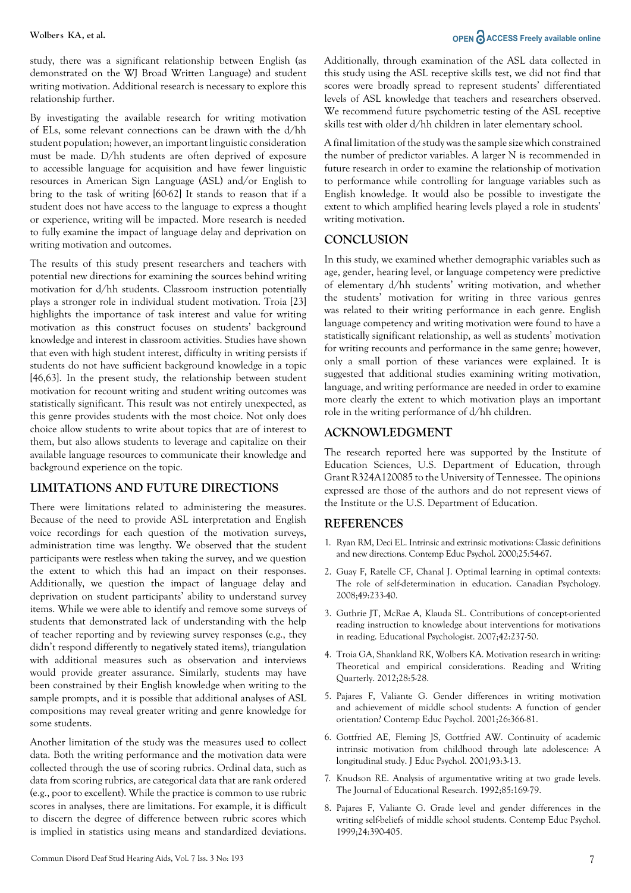study, there was a significant relationship between English (as demonstrated on the WJ Broad Written Language) and student writing motivation. Additional research is necessary to explore this relationship further.

By investigating the available research for writing motivation of ELs, some relevant connections can be drawn with the d/hh student population; however, an important linguistic consideration must be made. D/hh students are often deprived of exposure to accessible language for acquisition and have fewer linguistic resources in American Sign Language (ASL) and/or English to bring to the task of writing [60-62] It stands to reason that if a student does not have access to the language to express a thought or experience, writing will be impacted. More research is needed to fully examine the impact of language delay and deprivation on writing motivation and outcomes.

The results of this study present researchers and teachers with potential new directions for examining the sources behind writing motivation for d/hh students. Classroom instruction potentially plays a stronger role in individual student motivation. Troia [23] highlights the importance of task interest and value for writing motivation as this construct focuses on students' background knowledge and interest in classroom activities. Studies have shown that even with high student interest, difficulty in writing persists if students do not have sufficient background knowledge in a topic [46,63]. In the present study, the relationship between student motivation for recount writing and student writing outcomes was statistically significant. This result was not entirely unexpected, as this genre provides students with the most choice. Not only does choice allow students to write about topics that are of interest to them, but also allows students to leverage and capitalize on their available language resources to communicate their knowledge and background experience on the topic.

## LIMITATIONS AND FUTURE DIRECTIONS

There were limitations related to administering the measures. Because of the need to provide ASL interpretation and English voice recordings for each question of the motivation surveys, administration time was lengthy. We observed that the student participants were restless when taking the survey, and we question the extent to which this had an impact on their responses. Additionally, we question the impact of language delay and deprivation on student participants' ability to understand survey items. While we were able to identify and remove some surveys of students that demonstrated lack of understanding with the help of teacher reporting and by reviewing survey responses (e.g., they didn't respond differently to negatively stated items), triangulation with additional measures such as observation and interviews would provide greater assurance. Similarly, students may have been constrained by their English knowledge when writing to the sample prompts, and it is possible that additional analyses of ASL compositions may reveal greater writing and genre knowledge for some students.

Another limitation of the study was the measures used to collect data. Both the writing performance and the motivation data were collected through the use of scoring rubrics. Ordinal data, such as data from scoring rubrics, are categorical data that are rank ordered (e.g., poor to excellent). While the practice is common to use rubric scores in analyses, there are limitations. For example, it is difficult to discern the degree of difference between rubric scores which is implied in statistics using means and standardized deviations. Additionally, through examination of the ASL data collected in this study using the ASL receptive skills test, we did not find that scores were broadly spread to represent students' differentiated levels of ASL knowledge that teachers and researchers observed. We recommend future psychometric testing of the ASL receptive skills test with older d/hh children in later elementary school.

A final limitation of the study was the sample size which constrained the number of predictor variables. A larger N is recommended in future research in order to examine the relationship of motivation to performance while controlling for language variables such as English knowledge. It would also be possible to investigate the extent to which amplified hearing levels played a role in students' writing motivation.

## CONCLUSION

In this study, we examined whether demographic variables such as age, gender, hearing level, or language competency were predictive of elementary d/hh students' writing motivation, and whether the students' motivation for writing in three various genres was related to their writing performance in each genre. English language competency and writing motivation were found to have a statistically significant relationship, as well as students' motivation for writing recounts and performance in the same genre; however, only a small portion of these variances were explained. It is suggested that additional studies examining writing motivation, language, and writing performance are needed in order to examine more clearly the extent to which motivation plays an important role in the writing performance of d/hh children.

## ACKNOWLEDGMENT

The research reported here was supported by the Institute of Education Sciences, U.S. Department of Education, through Grant R324A120085 to the University of Tennessee. The opinions expressed are those of the authors and do not represent views of the Institute or the U.S. Department of Education.

## REFERENCES

1. Ryan RM, Deci EL. Intrinsic and extrinsic motivations: Classic definitions and new directions. Contemp Educ Psychol. 2000;25:54-67.
2. Guay F, Ratelle CF, Chanal J. Optimal learning in optimal contexts: The role of self-determination in education. Canadian Psychology. 2008;49:233-40.
3. Guthrie JT, McRae A, Klauda SL. Contributions of concept-oriented reading instruction to knowledge about interventions for motivations in reading. Educational Psychologist. 2007;42:237-50.
4. Troia GA, Shankland RK, Wolbers KA. Motivation research in writing: Theoretical and empirical considerations. Reading and Writing Quarterly. 2012;28:5-28.
5. Pajares F, Valiante G. Gender differences in writing motivation and achievement of middle school students: A function of gender orientation? Contemp Educ Psychol. 2001;26:366-81.
6. Gottfried AE, Fleming JS, Gottfried AW. Continuity of academic intrinsic motivation from childhood through late adolescence: A longitudinal study. J Educ Psychol. 2001;93:3-13.
7. Knudson RE. Analysis of argumentative writing at two grade levels. The Journal of Educational Research. 1992;85:169-79.
8. Pajares F, Valiante G. Grade level and gender differences in the writing self-beliefs of middle school students. Contemp Educ Psychol. 1999;24:390-405.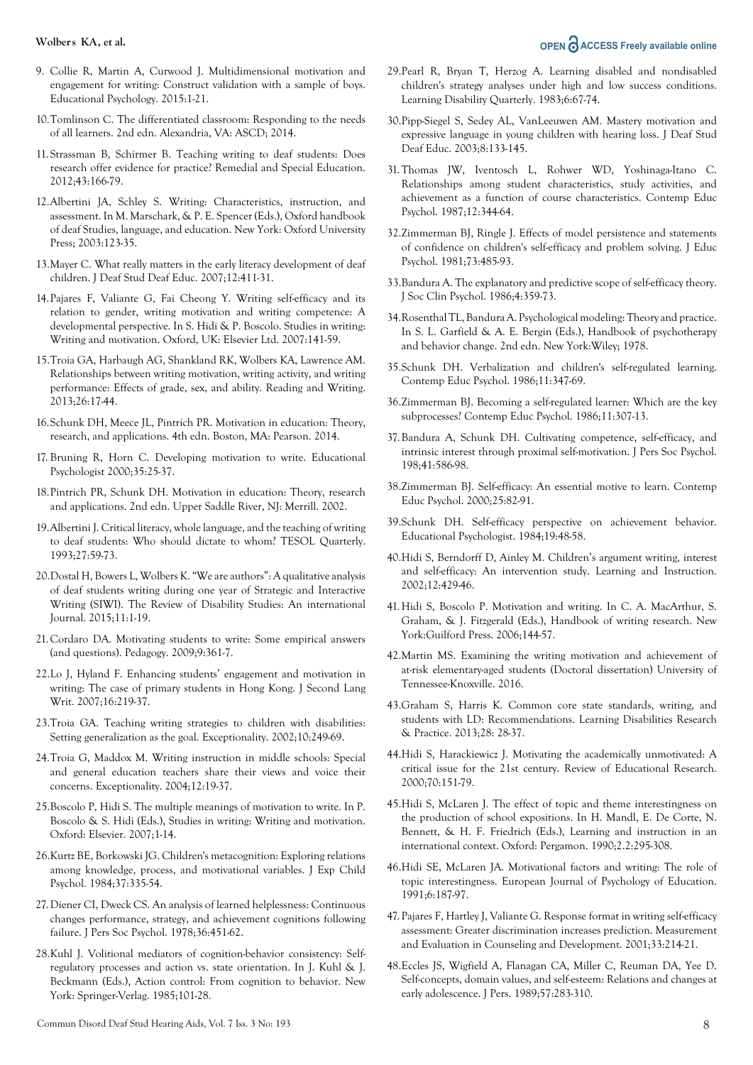9. Collie R, Martin A, Curwood J. Multidimensional motivation and engagement for writing: Construct validation with a sample of boys. Educational Psychology. 2015:1-21.

10. Tomlinson C. The differentiated classroom: Responding to the needs of all learners. 2nd edn. Alexandria, VA: ASCD; 2014.

11. Strassman B, Schirmer B. Teaching writing to deaf students: Does research offer evidence for practice? Remedial and Special Education. 2012;43:166-79.

12. Albertini JA, Schley S. Writing: Characteristics, instruction, and assessment. In M. Marschark, & P. E. Spencer (Eds.), Oxford handbook of deaf Studies, language, and education. New York: Oxford University Press; 2003:123-35.

13. Mayer C. What really matters in the early literacy development of deaf children. J Deaf Stud Deaf Educ. 2007;12:411-31.

14. Pajares F, Valiante G, Fai Cheong Y. Writing self-efficacy and its relation to gender, writing motivation and writing competence: A developmental perspective. In S. Hidi & P. Boscolo. Studies in writing: Writing and motivation. Oxford, UK: Elsevier Ltd. 2007:141-59.

15. Troia GA, Harbaugh AG, Shankland RK, Wolbers KA, Lawrence AM. Relationships between writing motivation, writing activity, and writing performance: Effects of grade, sex, and ability. Reading and Writing. 2013;26:17-44.

16. Schunk DH, Meece JL, Pintrich PR. Motivation in education: Theory, research, and applications. 4th edn. Boston, MA: Pearson. 2014.

17. Bruning R, Horn C. Developing motivation to write. Educational Psychologist 2000;35:25-37.

18. Pintrich PR, Schunk DH. Motivation in education: Theory, research and applications. 2nd edn. Upper Saddle River, NJ: Merrill. 2002.

19. Albertini J. Critical literacy, whole language, and the teaching of writing to deaf students: Who should dictate to whom? TESOL Quarterly. 1993;27:59-73.

20. Dostal H, Bowers L, Wolbers K. "We are authors": A qualitative analysis of deaf students writing during one year of Strategic and Interactive Writing (SIWI). The Review of Disability Studies: An international Journal. 2015;11:1-19.

21. Cordaro DA. Motivating students to write: Some empirical answers (and questions). Pedagogy. 2009;9:361-7.

22. Lo J, Hyland F. Enhancing students' engagement and motivation in writing: The case of primary students in Hong Kong. J Second Lang Writ. 2007;16:219-37.

23. Troia GA. Teaching writing strategies to children with disabilities: Setting generalization as the goal. Exceptionality. 2002;10:249-69.

24. Troia G, Maddox M. Writing instruction in middle schools: Special and general education teachers share their views and voice their concerns. Exceptionality. 2004;12:19-37.

25. Boscolo P, Hidi S. The multiple meanings of motivation to write. In P. Boscolo & S. Hidi (Eds.), Studies in writing: Writing and motivation. Oxford: Elsevier. 2007;1-14.

26. Kurtz BE, Borkowski JG. Children's metacognition: Exploring relations among knowledge, process, and motivational variables. J Exp Child Psychol. 1984;37:335-54.

27. Diener CI, Dweck CS. An analysis of learned helplessness: Continuous changes performance, strategy, and achievement cognitions following failure. J Pers Soc Psychol. 1978;36:451-62.

28. Kuhl J. Volitional mediators of cognition-behavior consistency: Self-regulatory processes and action vs. state orientation. In J. Kuhl & J. Beckmann (Eds.), Action control: From cognition to behavior. New York: Springer-Verlag. 1985;101-28.

29. Pearl R, Bryan T, Herzog A. Learning disabled and nondisabled children's strategy analyses under high and low success conditions. Learning Disability Quarterly. 1983;6:67-74.

30. Pipp-Siegel S, Sedey AL, VanLeeuwen AM. Mastery motivation and expressive language in young children with hearing loss. J Deaf Stud Deaf Educ. 2003;8:133-145.

31. Thomas JW, Iventosch L, Rohwer WD, Yoshinaga-Itano C. Relationships among student characteristics, study activities, and achievement as a function of course characteristics. Contemp Educ Psychol. 1987;12:344-64.

32. Zimmerman BJ, Ringle J. Effects of model persistence and statements of confidence on children's self-efficacy and problem solving. J Educ Psychol. 1981;73:485-93.

33. Bandura A. The explanatory and predictive scope of self-efficacy theory. J Soc Clin Psychol. 1986;4:359-73.

34. Rosenthal TL, Bandura A. Psychological modeling: Theory and practice. In S. L. Garfield & A. E. Bergin (Eds.), Handbook of psychotherapy and behavior change. 2nd edn. New York:Wiley; 1978.

35. Schunk DH. Verbalization and children's self-regulated learning. Contemp Educ Psychol. 1986;11:347-69.

36. Zimmerman BJ. Becoming a self-regulated learner: Which are the key subprocesses? Contemp Educ Psychol. 1986;11:307-13.

37. Bandura A, Schunk DH. Cultivating competence, self-efficacy, and intrinsic interest through proximal self-motivation. J Pers Soc Psychol. 198;41:586-98.

38. Zimmerman BJ. Self-efficacy: An essential motive to learn. Contemp Educ Psychol. 2000;25:82-91.

39. Schunk DH. Self-efficacy perspective on achievement behavior. Educational Psychologist. 1984;19:48-58.

40. Hidi S, Berndorff D, Ainley M. Children's argument writing, interest and self-efficacy: An intervention study. Learning and Instruction. 2002;12:429-46.

41. Hidi S, Boscolo P. Motivation and writing. In C. A. MacArthur, S. Graham, & J. Fitzgerald (Eds.), Handbook of writing research. New York:Guilford Press. 2006;144-57.

42. Martin MS. Examining the writing motivation and achievement of at-risk elementary-aged students (Doctoral dissertation) University of Tennessee-Knoxville. 2016.

43. Graham S, Harris K. Common core state standards, writing, and students with LD: Recommendations. Learning Disabilities Research & Practice. 2013;28: 28-37.

44. Hidi S, Harackiewicz J. Motivating the academically unmotivated: A critical issue for the 21st century. Review of Educational Research. 2000;70:151-79.

45. Hidi S, McLaren J. The effect of topic and theme interestingness on the production of school expositions. In H. Mandl, E. De Corte, N. Bennett, & H. F. Friedrich (Eds.), Learning and instruction in an international context. Oxford: Pergamon. 1990;2.2:295-308.

46. Hidi SE, McLaren JA. Motivational factors and writing: The role of topic interestingness. European Journal of Psychology of Education. 1991;6:187-97.

47. Pajares F, Hartley J, Valiante G. Response format in writing self-efficacy assessment: Greater discrimination increases prediction. Measurement and Evaluation in Counseling and Development. 2001;33:214-21.

48. Eccles JS, Wigfield A, Flanagan CA, Miller C, Reuman DA, Yee D. Self-concepts, domain values, and self-esteem: Relations and changes at early adolescence. J Pers. 1989;57:283-310.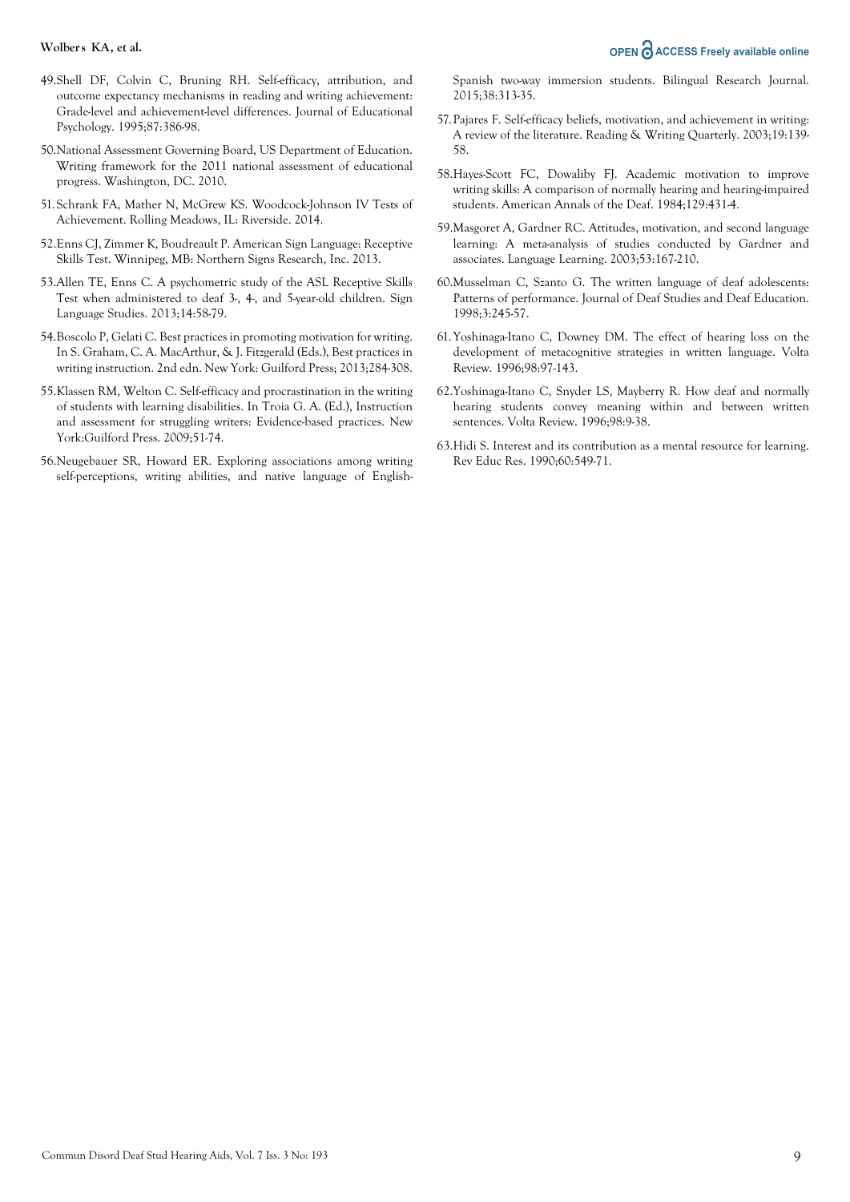49. Shell DF, Colvin C, Bruning RH. Self-efficacy, attribution, and outcome expectancy mechanisms in reading and writing achievement: Grade-level and achievement-level differences. Journal of Educational Psychology. 1995;87:386-98.

50. National Assessment Governing Board, US Department of Education. Writing framework for the 2011 national assessment of educational progress. Washington, DC. 2010.

51. Schrank FA, Mather N, McGrew KS. Woodcock-Johnson IV Tests of Achievement. Rolling Meadows, IL: Riverside. 2014.

52. Enns CJ, Zimmer K, Boudreault P. American Sign Language: Receptive Skills Test. Winnipeg, MB: Northern Signs Research, Inc. 2013.

53. Allen TE, Enns C. A psychometric study of the ASL Receptive Skills Test when administered to deaf 3-, 4-, and 5-year-old children. Sign Language Studies. 2013;14:58-79.

54. Boscolo P, Gelati C. Best practices in promoting motivation for writing. In S. Graham, C. A. MacArthur, & J. Fitzgerald (Eds.), Best practices in writing instruction. 2nd edn. New York: Guilford Press; 2013;284-308.

55. Klassen RM, Welton C. Self-efficacy and procrastination in the writing of students with learning disabilities. In Troia G. A. (Ed.), Instruction and assessment for struggling writers: Evidence-based practices. New York:Guilford Press. 2009;51-74.

56. Neugebauer SR, Howard ER. Exploring associations among writing self-perceptions, writing abilities, and native language of English-Spanish two-way immersion students. Bilingual Research Journal. 2015;38:313-35.

57. Pajares F. Self-efficacy beliefs, motivation, and achievement in writing: A review of the literature. Reading & Writing Quarterly. 2003;19:139-58.

58. Hayes-Scott FC, Dowaliby FJ. Academic motivation to improve writing skills: A comparison of normally hearing and hearing-impaired students. American Annals of the Deaf. 1984;129:431-4.

59. Masgoret A, Gardner RC. Attitudes, motivation, and second language learning: A meta-analysis of studies conducted by Gardner and associates. Language Learning. 2003;53:167-210.

60. Musselman C, Szanto G. The written language of deaf adolescents: Patterns of performance. Journal of Deaf Studies and Deaf Education. 1998;3:245-57.

61. Yoshinaga-Itano C, Downey DM. The effect of hearing loss on the development of metacognitive strategies in written language. Volta Review. 1996;98:97-143.

62. Yoshinaga-Itano C, Snyder LS, Mayberry R. How deaf and normally hearing students convey meaning within and between written sentences. Volta Review. 1996;98:9-38.

63. Hidi S. Interest and its contribution as a mental resource for learning. Rev Educ Res. 1990;60:549-71.